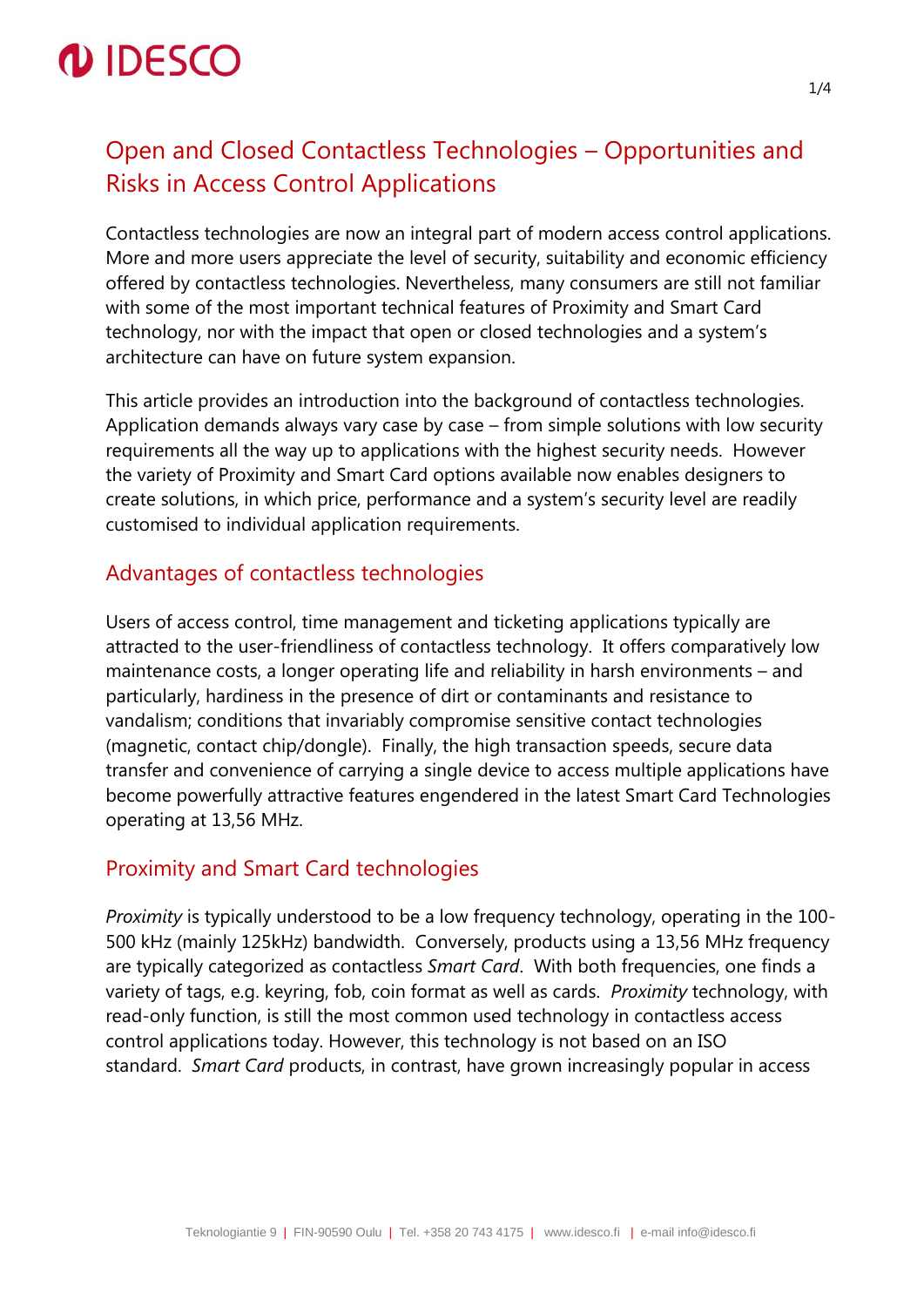# Open and Closed Contactless Technologies – Opportunities and Risks in Access Control Applications

Contactless technologies are now an integral part of modern access control applications. More and more users appreciate the level of security, suitability and economic efficiency offered by contactless technologies. Nevertheless, many consumers are still not familiar with some of the most important technical features of Proximity and Smart Card technology, nor with the impact that open or closed technologies and a system's architecture can have on future system expansion.

This article provides an introduction into the background of contactless technologies. Application demands always vary case by case – from simple solutions with low security requirements all the way up to applications with the highest security needs. However the variety of Proximity and Smart Card options available now enables designers to create solutions, in which price, performance and a system's security level are readily customised to individual application requirements.

## Advantages of contactless technologies

Users of access control, time management and ticketing applications typically are attracted to the user-friendliness of contactless technology. It offers comparatively low maintenance costs, a longer operating life and reliability in harsh environments – and particularly, hardiness in the presence of dirt or contaminants and resistance to vandalism; conditions that invariably compromise sensitive contact technologies (magnetic, contact chip/dongle). Finally, the high transaction speeds, secure data transfer and convenience of carrying a single device to access multiple applications have become powerfully attractive features engendered in the latest Smart Card Technologies operating at 13,56 MHz.

## Proximity and Smart Card technologies

*Proximity* is typically understood to be a low frequency technology, operating in the 100-500 kHz (mainly 125kHz) bandwidth. Conversely, products using a 13,56 MHz frequency are typically categorized as contactless *Smart Card*. With both frequencies, one finds a variety of tags, e.g. keyring, fob, coin format as well as cards. *Proximity* technology, with read-only function, is still the most common used technology in contactless access control applications today. However, this technology is not based on an ISO standard. *Smart Card* products, in contrast, have grown increasingly popular in access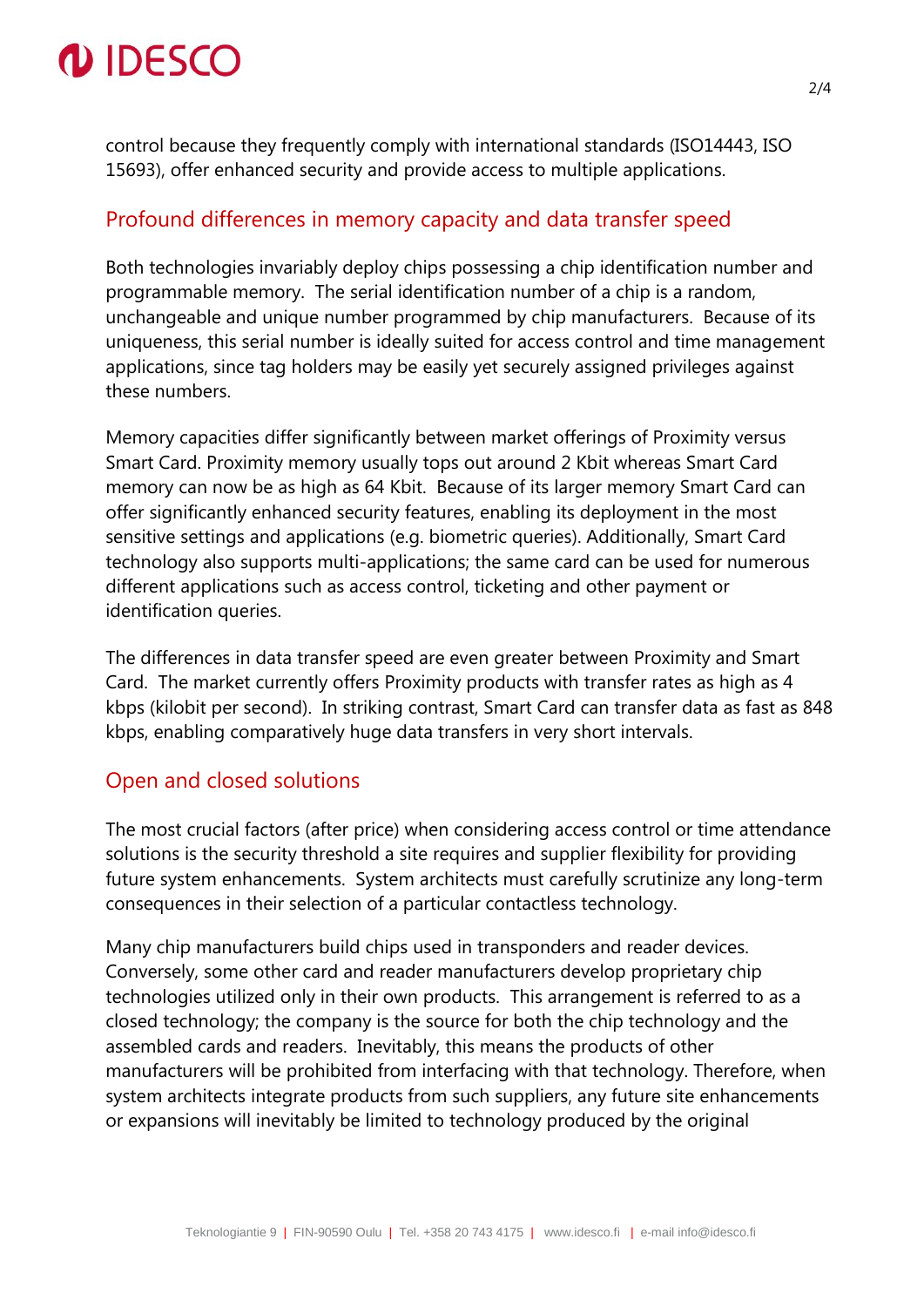control because they frequently comply with international standards (ISO14443, ISO 15693), offer enhanced security and provide access to multiple applications.

## Profound differences in memory capacity and data transfer speed

Both technologies invariably deploy chips possessing a chip identification number and programmable memory. The serial identification number of a chip is a random, unchangeable and unique number programmed by chip manufacturers. Because of its uniqueness, this serial number is ideally suited for access control and time management applications, since tag holders may be easily yet securely assigned privileges against these numbers.

Memory capacities differ significantly between market offerings of Proximity versus Smart Card. Proximity memory usually tops out around 2 Kbit whereas Smart Card memory can now be as high as 64 Kbit. Because of its larger memory Smart Card can offer significantly enhanced security features, enabling its deployment in the most sensitive settings and applications (e.g. biometric queries). Additionally, Smart Card technology also supports multi-applications; the same card can be used for numerous different applications such as access control, ticketing and other payment or identification queries.

The differences in data transfer speed are even greater between Proximity and Smart Card. The market currently offers Proximity products with transfer rates as high as 4 kbps (kilobit per second). In striking contrast, Smart Card can transfer data as fast as 848 kbps, enabling comparatively huge data transfers in very short intervals.

## Open and closed solutions

The most crucial factors (after price) when considering access control or time attendance solutions is the security threshold a site requires and supplier flexibility for providing future system enhancements. System architects must carefully scrutinize any long-term consequences in their selection of a particular contactless technology.

Many chip manufacturers build chips used in transponders and reader devices. Conversely, some other card and reader manufacturers develop proprietary chip technologies utilized only in their own products. This arrangement is referred to as a closed technology; the company is the source for both the chip technology and the assembled cards and readers. Inevitably, this means the products of other manufacturers will be prohibited from interfacing with that technology. Therefore, when system architects integrate products from such suppliers, any future site enhancements or expansions will inevitably be limited to technology produced by the original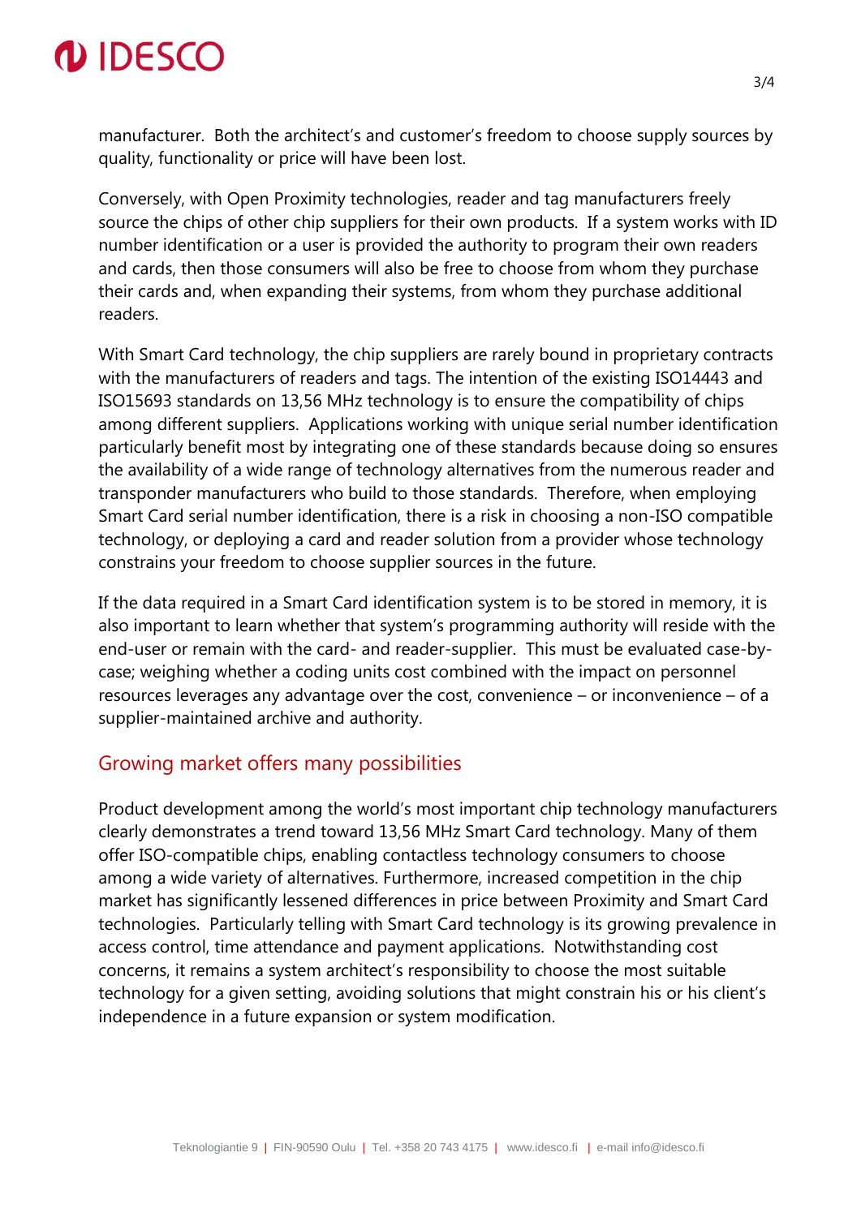manufacturer. Both the architect's and customer's freedom to choose supply sources by quality, functionality or price will have been lost.

Conversely, with Open Proximity technologies, reader and tag manufacturers freely source the chips of other chip suppliers for their own products. If a system works with ID number identification or a user is provided the authority to program their own readers and cards, then those consumers will also be free to choose from whom they purchase their cards and, when expanding their systems, from whom they purchase additional readers.

With Smart Card technology, the chip suppliers are rarely bound in proprietary contracts with the manufacturers of readers and tags. The intention of the existing ISO14443 and ISO15693 standards on 13,56 MHz technology is to ensure the compatibility of chips among different suppliers. Applications working with unique serial number identification particularly benefit most by integrating one of these standards because doing so ensures the availability of a wide range of technology alternatives from the numerous reader and transponder manufacturers who build to those standards. Therefore, when employing Smart Card serial number identification, there is a risk in choosing a non-ISO compatible technology, or deploying a card and reader solution from a provider whose technology constrains your freedom to choose supplier sources in the future.

If the data required in a Smart Card identification system is to be stored in memory, it is also important to learn whether that system's programming authority will reside with the end-user or remain with the card- and reader-supplier. This must be evaluated case-by-case; weighing whether a coding units cost combined with the impact on personnel resources leverages any advantage over the cost, convenience – or inconvenience – of a supplier-maintained archive and authority.

## Growing market offers many possibilities

Product development among the world's most important chip technology manufacturers clearly demonstrates a trend toward 13,56 MHz Smart Card technology. Many of them offer ISO-compatible chips, enabling contactless technology consumers to choose among a wide variety of alternatives. Furthermore, increased competition in the chip market has significantly lessened differences in price between Proximity and Smart Card technologies. Particularly telling with Smart Card technology is its growing prevalence in access control, time attendance and payment applications. Notwithstanding cost concerns, it remains a system architect's responsibility to choose the most suitable technology for a given setting, avoiding solutions that might constrain his or his client's independence in a future expansion or system modification.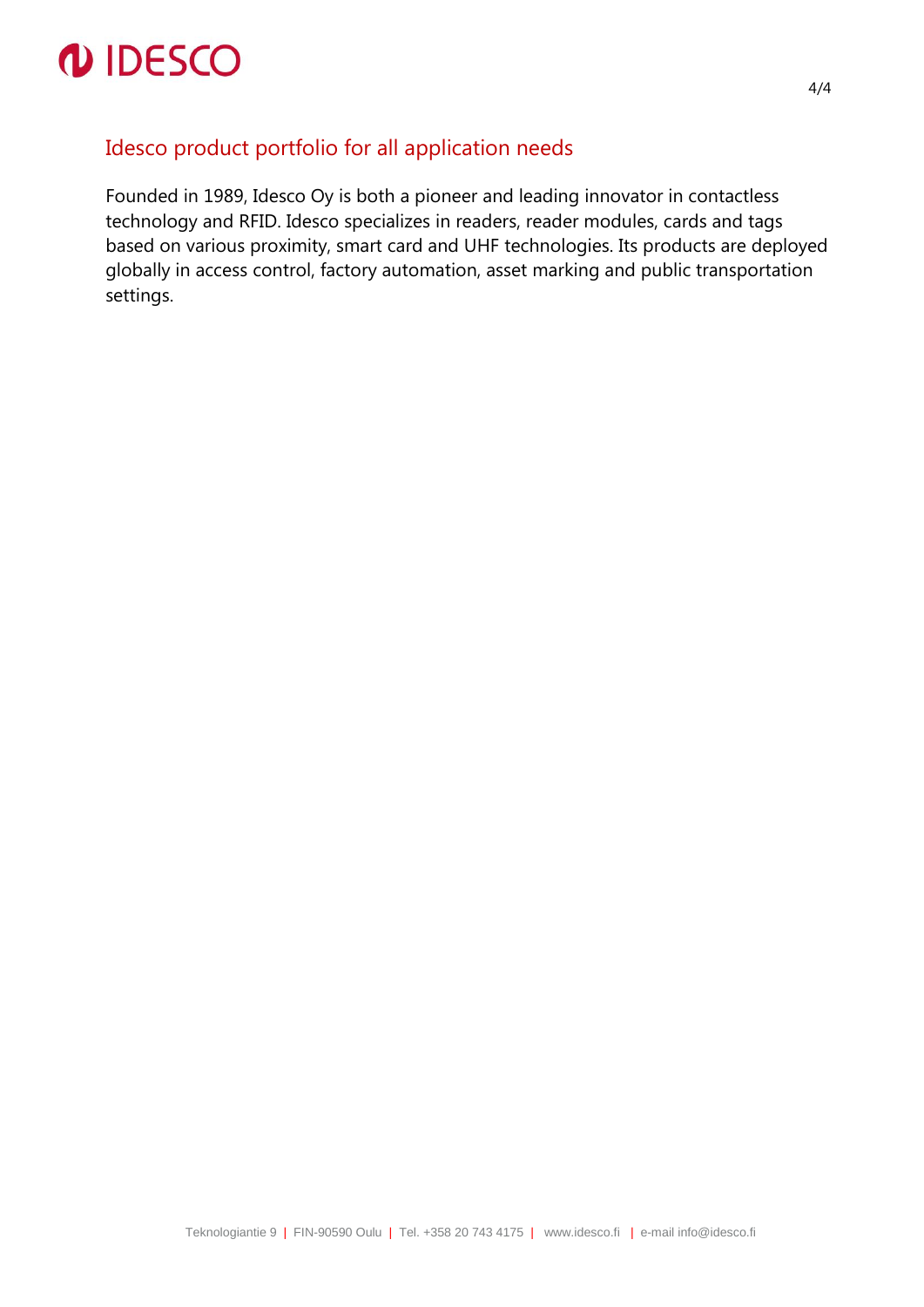## Idesco product portfolio for all application needs

Founded in 1989, Idesco Oy is both a pioneer and leading innovator in contactless technology and RFID. Idesco specializes in readers, reader modules, cards and tags based on various proximity, smart card and UHF technologies. Its products are deployed globally in access control, factory automation, asset marking and public transportation settings.